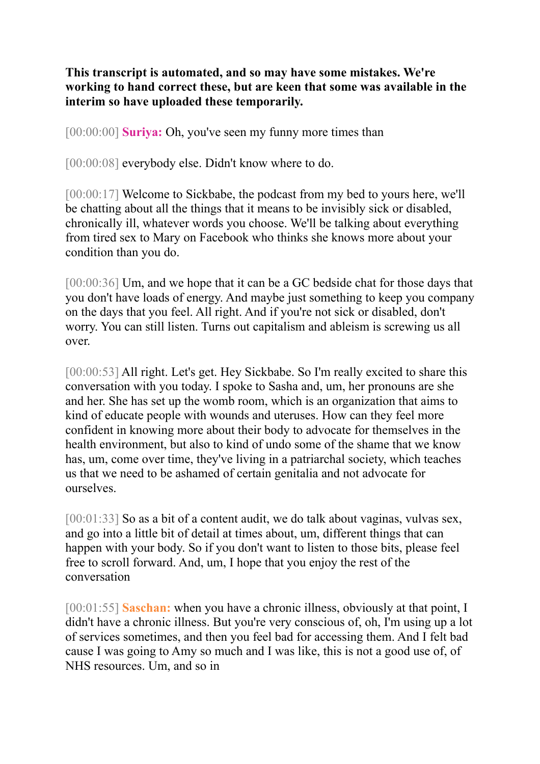**This transcript is automated, and so may have some mistakes. We're working to hand correct these, but are keen that some was available in the interim so have uploaded these temporarily.**

[00:00:00] **Suriya:** Oh, you've seen my funny more times than

[00:00:08] everybody else. Didn't know where to do.

[00:00:17] Welcome to Sickbabe, the podcast from my bed to yours here, we'll be chatting about all the things that it means to be invisibly sick or disabled, chronically ill, whatever words you choose. We'll be talking about everything from tired sex to Mary on Facebook who thinks she knows more about your condition than you do.

[00:00:36] Um, and we hope that it can be a GC bedside chat for those days that you don't have loads of energy. And maybe just something to keep you company on the days that you feel. All right. And if you're not sick or disabled, don't worry. You can still listen. Turns out capitalism and ableism is screwing us all over.

[00:00:53] All right. Let's get. Hey Sickbabe. So I'm really excited to share this conversation with you today. I spoke to Sasha and, um, her pronouns are she and her. She has set up the womb room, which is an organization that aims to kind of educate people with wounds and uteruses. How can they feel more confident in knowing more about their body to advocate for themselves in the health environment, but also to kind of undo some of the shame that we know has, um, come over time, they've living in a patriarchal society, which teaches us that we need to be ashamed of certain genitalia and not advocate for ourselves.

[00:01:33] So as a bit of a content audit, we do talk about vaginas, vulvas sex, and go into a little bit of detail at times about, um, different things that can happen with your body. So if you don't want to listen to those bits, please feel free to scroll forward. And, um, I hope that you enjoy the rest of the conversation

[00:01:55] **Saschan:** when you have a chronic illness, obviously at that point, I didn't have a chronic illness. But you're very conscious of, oh, I'm using up a lot of services sometimes, and then you feel bad for accessing them. And I felt bad cause I was going to Amy so much and I was like, this is not a good use of, of NHS resources. Um, and so in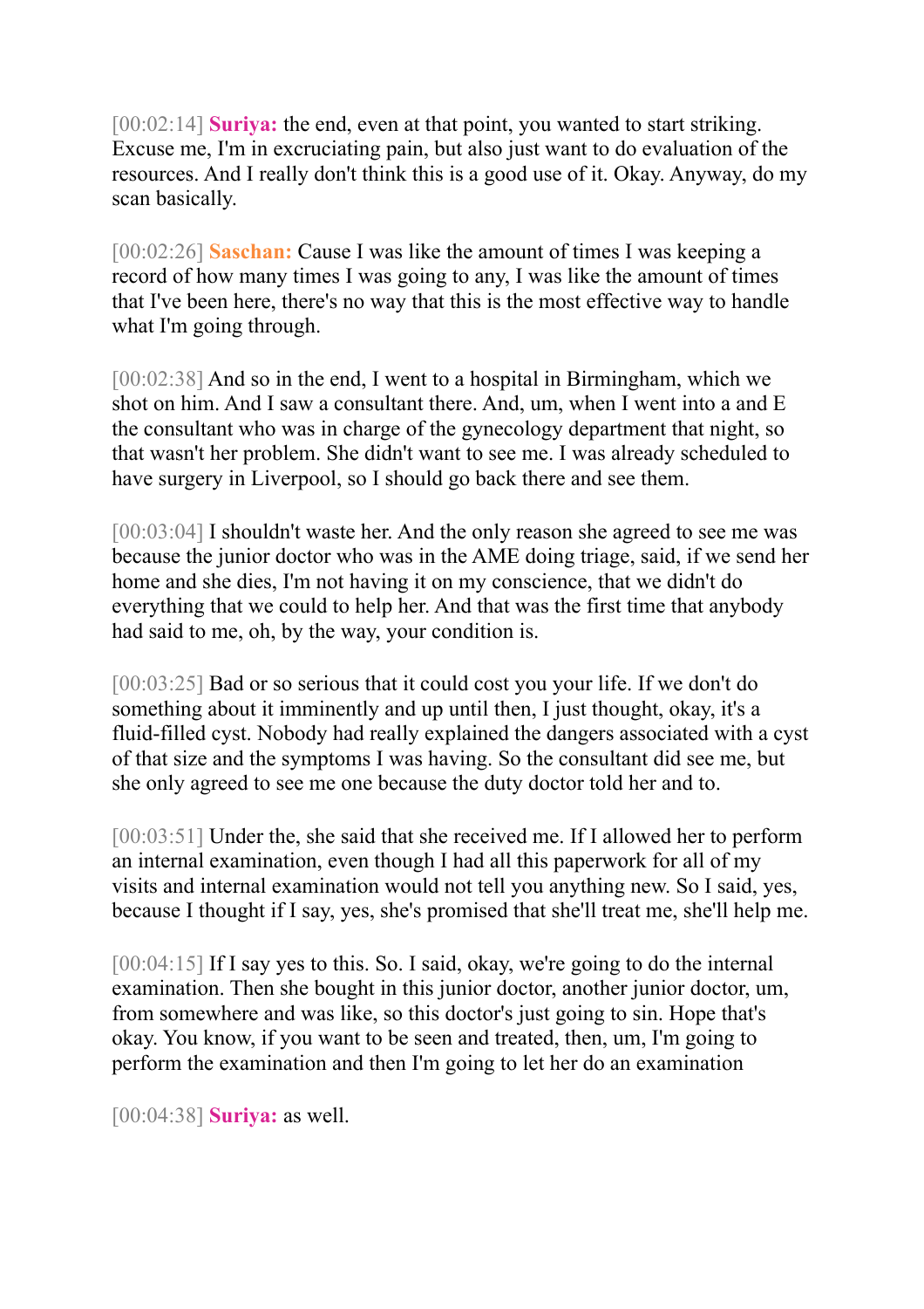[00:02:14] **Suriya:** the end, even at that point, you wanted to start striking. Excuse me, I'm in excruciating pain, but also just want to do evaluation of the resources. And I really don't think this is a good use of it. Okay. Anyway, do my scan basically.

[00:02:26] **Saschan:** Cause I was like the amount of times I was keeping a record of how many times I was going to any, I was like the amount of times that I've been here, there's no way that this is the most effective way to handle what I'm going through.

[00:02:38] And so in the end, I went to a hospital in Birmingham, which we shot on him. And I saw a consultant there. And, um, when I went into a and E the consultant who was in charge of the gynecology department that night, so that wasn't her problem. She didn't want to see me. I was already scheduled to have surgery in Liverpool, so I should go back there and see them.

[00:03:04] I shouldn't waste her. And the only reason she agreed to see me was because the junior doctor who was in the AME doing triage, said, if we send her home and she dies, I'm not having it on my conscience, that we didn't do everything that we could to help her. And that was the first time that anybody had said to me, oh, by the way, your condition is.

[00:03:25] Bad or so serious that it could cost you your life. If we don't do something about it imminently and up until then, I just thought, okay, it's a fluid-filled cyst. Nobody had really explained the dangers associated with a cyst of that size and the symptoms I was having. So the consultant did see me, but she only agreed to see me one because the duty doctor told her and to.

[00:03:51] Under the, she said that she received me. If I allowed her to perform an internal examination, even though I had all this paperwork for all of my visits and internal examination would not tell you anything new. So I said, yes, because I thought if I say, yes, she's promised that she'll treat me, she'll help me.

[00:04:15] If I say yes to this. So. I said, okay, we're going to do the internal examination. Then she bought in this junior doctor, another junior doctor, um, from somewhere and was like, so this doctor's just going to sin. Hope that's okay. You know, if you want to be seen and treated, then, um, I'm going to perform the examination and then I'm going to let her do an examination

[00:04:38] **Suriya:** as well.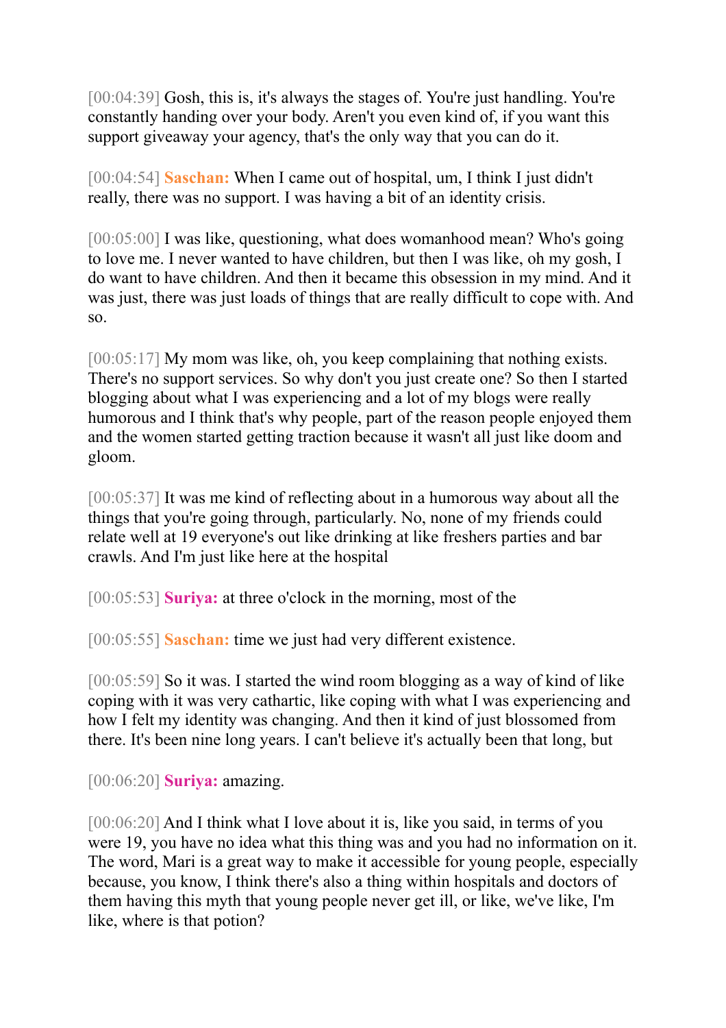[00:04:39] Gosh, this is, it's always the stages of. You're just handling. You're constantly handing over your body. Aren't you even kind of, if you want this support giveaway your agency, that's the only way that you can do it.

[00:04:54] **Saschan:** When I came out of hospital, um, I think I just didn't really, there was no support. I was having a bit of an identity crisis.

[00:05:00] I was like, questioning, what does womanhood mean? Who's going to love me. I never wanted to have children, but then I was like, oh my gosh, I do want to have children. And then it became this obsession in my mind. And it was just, there was just loads of things that are really difficult to cope with. And so.

[00:05:17] My mom was like, oh, you keep complaining that nothing exists. There's no support services. So why don't you just create one? So then I started blogging about what I was experiencing and a lot of my blogs were really humorous and I think that's why people, part of the reason people enjoyed them and the women started getting traction because it wasn't all just like doom and gloom.

[00:05:37] It was me kind of reflecting about in a humorous way about all the things that you're going through, particularly. No, none of my friends could relate well at 19 everyone's out like drinking at like freshers parties and bar crawls. And I'm just like here at the hospital

[00:05:53] **Suriya:** at three o'clock in the morning, most of the

[00:05:55] **Saschan:** time we just had very different existence.

[00:05:59] So it was. I started the wind room blogging as a way of kind of like coping with it was very cathartic, like coping with what I was experiencing and how I felt my identity was changing. And then it kind of just blossomed from there. It's been nine long years. I can't believe it's actually been that long, but

[00:06:20] **Suriya:** amazing.

[00:06:20] And I think what I love about it is, like you said, in terms of you were 19, you have no idea what this thing was and you had no information on it. The word, Mari is a great way to make it accessible for young people, especially because, you know, I think there's also a thing within hospitals and doctors of them having this myth that young people never get ill, or like, we've like, I'm like, where is that potion?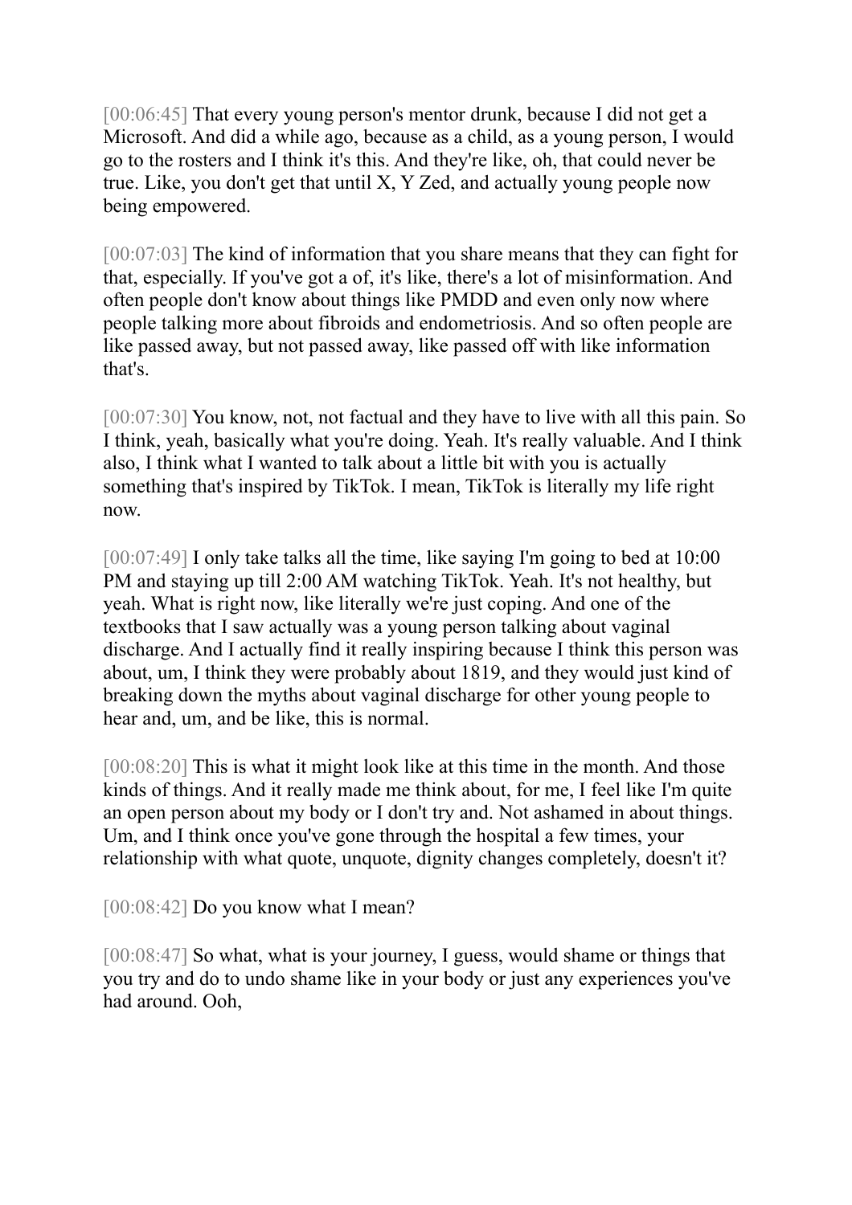[00:06:45] That every young person's mentor drunk, because I did not get a Microsoft. And did a while ago, because as a child, as a young person, I would go to the rosters and I think it's this. And they're like, oh, that could never be true. Like, you don't get that until X, Y Zed, and actually young people now being empowered.

[00:07:03] The kind of information that you share means that they can fight for that, especially. If you've got a of, it's like, there's a lot of misinformation. And often people don't know about things like PMDD and even only now where people talking more about fibroids and endometriosis. And so often people are like passed away, but not passed away, like passed off with like information that's.

[00:07:30] You know, not, not factual and they have to live with all this pain. So I think, yeah, basically what you're doing. Yeah. It's really valuable. And I think also, I think what I wanted to talk about a little bit with you is actually something that's inspired by TikTok. I mean, TikTok is literally my life right now.

[00:07:49] I only take talks all the time, like saying I'm going to bed at 10:00 PM and staying up till 2:00 AM watching TikTok. Yeah. It's not healthy, but yeah. What is right now, like literally we're just coping. And one of the textbooks that I saw actually was a young person talking about vaginal discharge. And I actually find it really inspiring because I think this person was about, um, I think they were probably about 1819, and they would just kind of breaking down the myths about vaginal discharge for other young people to hear and, um, and be like, this is normal.

[00:08:20] This is what it might look like at this time in the month. And those kinds of things. And it really made me think about, for me, I feel like I'm quite an open person about my body or I don't try and. Not ashamed in about things. Um, and I think once you've gone through the hospital a few times, your relationship with what quote, unquote, dignity changes completely, doesn't it?

[00:08:42] Do you know what I mean?

[00:08:47] So what, what is your journey, I guess, would shame or things that you try and do to undo shame like in your body or just any experiences you've had around. Ooh,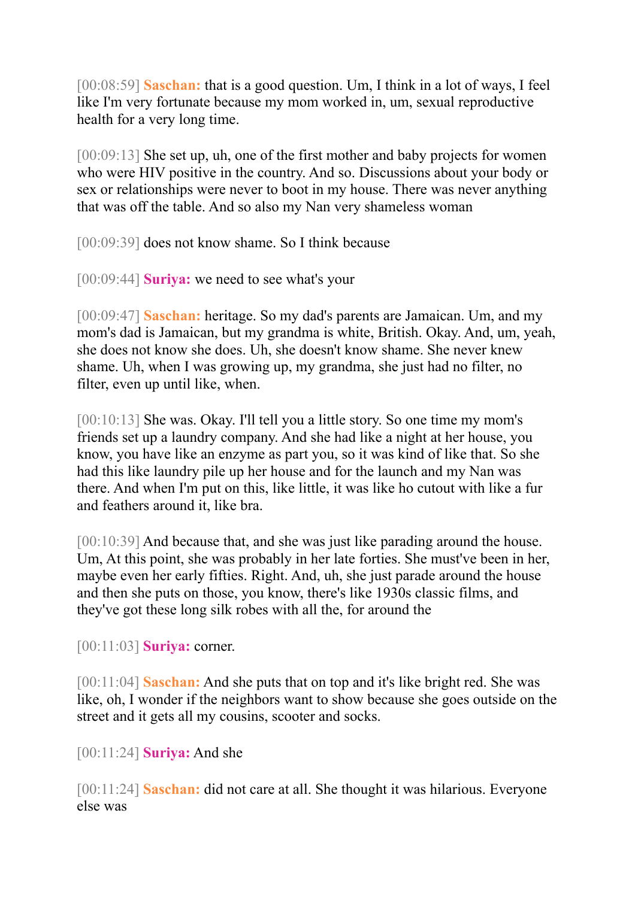[00:08:59] **Saschan:** that is a good question. Um, I think in a lot of ways, I feel like I'm very fortunate because my mom worked in, um, sexual reproductive health for a very long time.

[00:09:13] She set up, uh, one of the first mother and baby projects for women who were HIV positive in the country. And so. Discussions about your body or sex or relationships were never to boot in my house. There was never anything that was off the table. And so also my Nan very shameless woman

[00:09:39] does not know shame. So I think because

[00:09:44] **Suriya:** we need to see what's your

[00:09:47] **Saschan:** heritage. So my dad's parents are Jamaican. Um, and my mom's dad is Jamaican, but my grandma is white, British. Okay. And, um, yeah, she does not know she does. Uh, she doesn't know shame. She never knew shame. Uh, when I was growing up, my grandma, she just had no filter, no filter, even up until like, when.

[00:10:13] She was. Okay. I'll tell you a little story. So one time my mom's friends set up a laundry company. And she had like a night at her house, you know, you have like an enzyme as part you, so it was kind of like that. So she had this like laundry pile up her house and for the launch and my Nan was there. And when I'm put on this, like little, it was like ho cutout with like a fur and feathers around it, like bra.

[00:10:39] And because that, and she was just like parading around the house. Um, At this point, she was probably in her late forties. She must've been in her, maybe even her early fifties. Right. And, uh, she just parade around the house and then she puts on those, you know, there's like 1930s classic films, and they've got these long silk robes with all the, for around the

[00:11:03] **Suriya:** corner.

[00:11:04] **Saschan:** And she puts that on top and it's like bright red. She was like, oh, I wonder if the neighbors want to show because she goes outside on the street and it gets all my cousins, scooter and socks.

[00:11:24] **Suriya:** And she

[00:11:24] **Saschan:** did not care at all. She thought it was hilarious. Everyone else was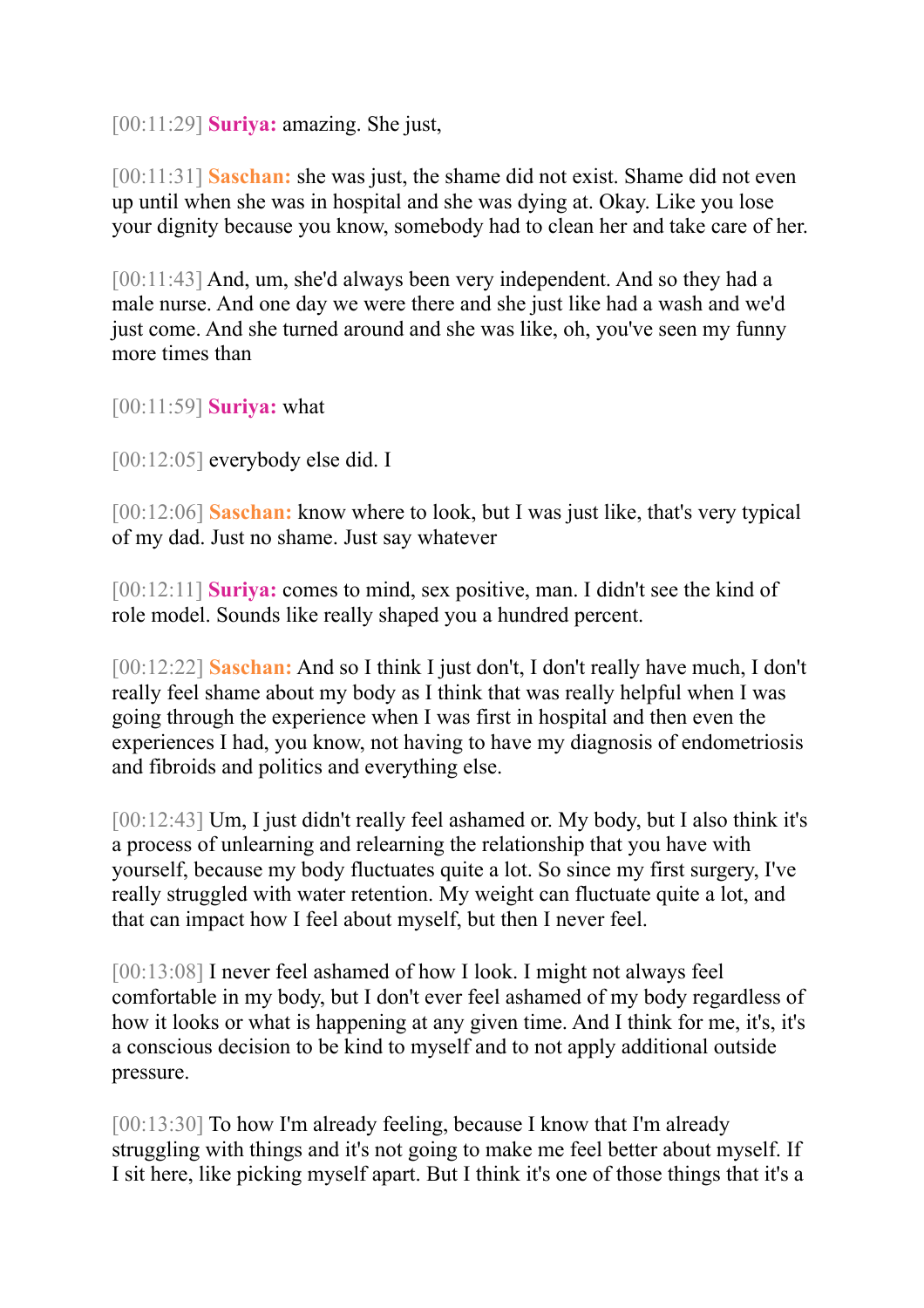[00:11:29] **Suriya:** amazing. She just,

[00:11:31] **Saschan:** she was just, the shame did not exist. Shame did not even up until when she was in hospital and she was dying at. Okay. Like you lose your dignity because you know, somebody had to clean her and take care of her.

[00:11:43] And, um, she'd always been very independent. And so they had a male nurse. And one day we were there and she just like had a wash and we'd just come. And she turned around and she was like, oh, you've seen my funny more times than

[00:11:59] **Suriya:** what

[00:12:05] everybody else did. I

[00:12:06] **Saschan:** know where to look, but I was just like, that's very typical of my dad. Just no shame. Just say whatever

[00:12:11] **Suriya:** comes to mind, sex positive, man. I didn't see the kind of role model. Sounds like really shaped you a hundred percent.

[00:12:22] **Saschan:** And so I think I just don't, I don't really have much, I don't really feel shame about my body as I think that was really helpful when I was going through the experience when I was first in hospital and then even the experiences I had, you know, not having to have my diagnosis of endometriosis and fibroids and politics and everything else.

[00:12:43] Um, I just didn't really feel ashamed or. My body, but I also think it's a process of unlearning and relearning the relationship that you have with yourself, because my body fluctuates quite a lot. So since my first surgery, I've really struggled with water retention. My weight can fluctuate quite a lot, and that can impact how I feel about myself, but then I never feel.

[00:13:08] I never feel ashamed of how I look. I might not always feel comfortable in my body, but I don't ever feel ashamed of my body regardless of how it looks or what is happening at any given time. And I think for me, it's, it's a conscious decision to be kind to myself and to not apply additional outside pressure.

[00:13:30] To how I'm already feeling, because I know that I'm already struggling with things and it's not going to make me feel better about myself. If I sit here, like picking myself apart. But I think it's one of those things that it's a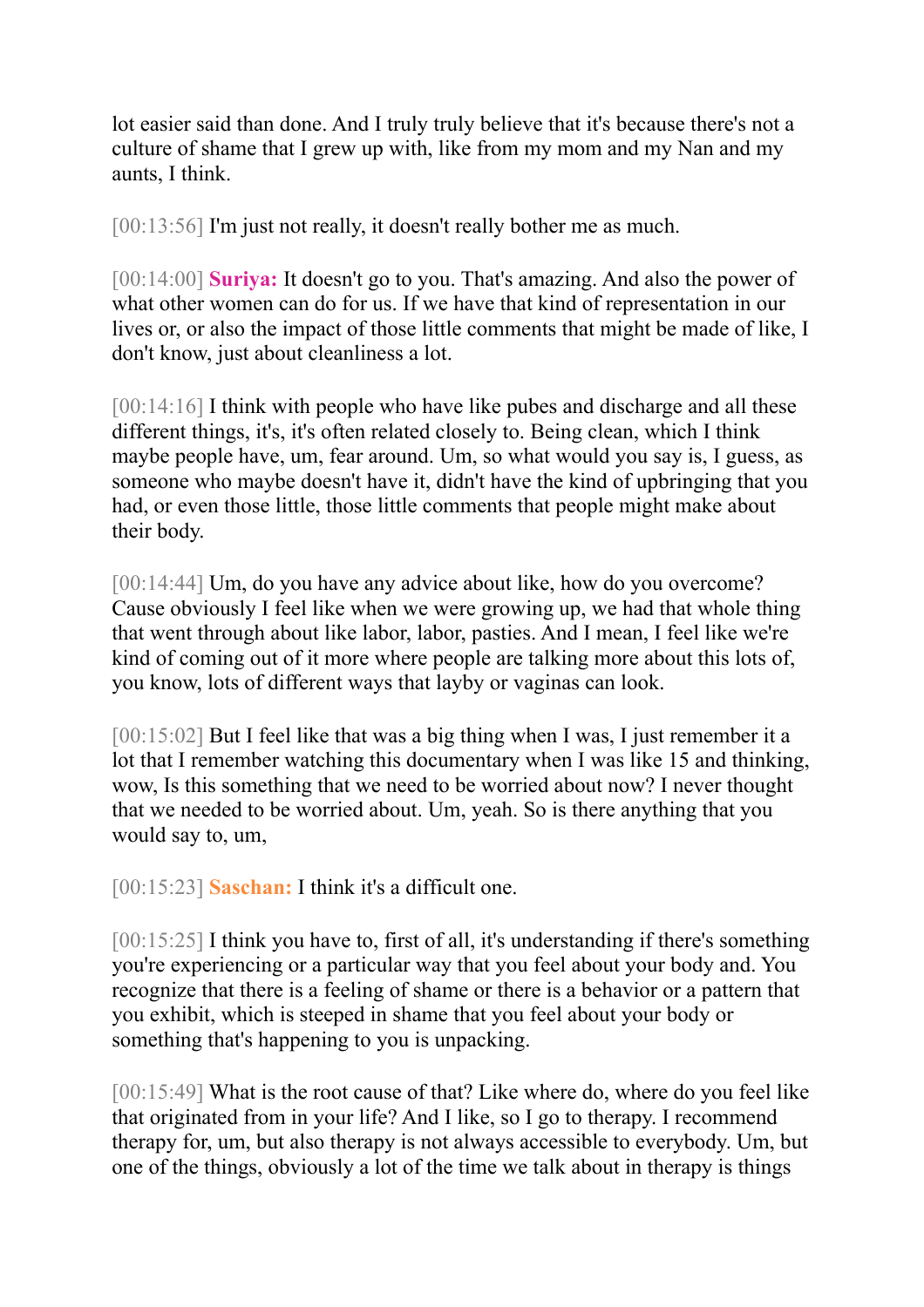lot easier said than done. And I truly truly believe that it's because there's not a culture of shame that I grew up with, like from my mom and my Nan and my aunts, I think.

[00:13:56] I'm just not really, it doesn't really bother me as much.

[00:14:00] **Suriya:** It doesn't go to you. That's amazing. And also the power of what other women can do for us. If we have that kind of representation in our lives or, or also the impact of those little comments that might be made of like, I don't know, just about cleanliness a lot.

[00:14:16] I think with people who have like pubes and discharge and all these different things, it's, it's often related closely to. Being clean, which I think maybe people have, um, fear around. Um, so what would you say is, I guess, as someone who maybe doesn't have it, didn't have the kind of upbringing that you had, or even those little, those little comments that people might make about their body.

[00:14:44] Um, do you have any advice about like, how do you overcome? Cause obviously I feel like when we were growing up, we had that whole thing that went through about like labor, labor, pasties. And I mean, I feel like we're kind of coming out of it more where people are talking more about this lots of, you know, lots of different ways that layby or vaginas can look.

[00:15:02] But I feel like that was a big thing when I was, I just remember it a lot that I remember watching this documentary when I was like 15 and thinking, wow, Is this something that we need to be worried about now? I never thought that we needed to be worried about. Um, yeah. So is there anything that you would say to, um,

[00:15:23] **Saschan:** I think it's a difficult one.

[00:15:25] I think you have to, first of all, it's understanding if there's something you're experiencing or a particular way that you feel about your body and. You recognize that there is a feeling of shame or there is a behavior or a pattern that you exhibit, which is steeped in shame that you feel about your body or something that's happening to you is unpacking.

[00:15:49] What is the root cause of that? Like where do, where do you feel like that originated from in your life? And I like, so I go to therapy. I recommend therapy for, um, but also therapy is not always accessible to everybody. Um, but one of the things, obviously a lot of the time we talk about in therapy is things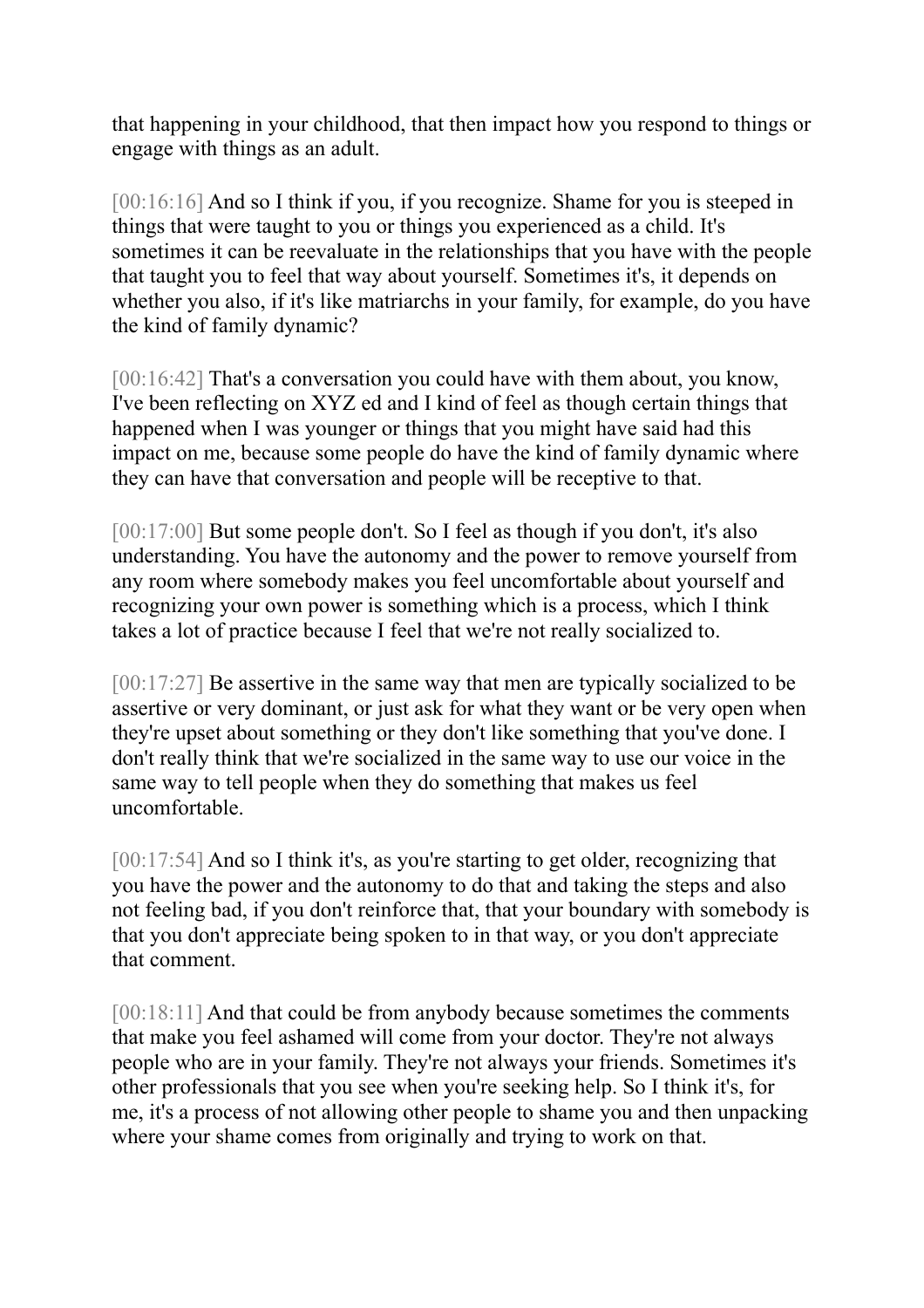that happening in your childhood, that then impact how you respond to things or engage with things as an adult.

[00:16:16] And so I think if you, if you recognize. Shame for you is steeped in things that were taught to you or things you experienced as a child. It's sometimes it can be reevaluate in the relationships that you have with the people that taught you to feel that way about yourself. Sometimes it's, it depends on whether you also, if it's like matriarchs in your family, for example, do you have the kind of family dynamic?

[00:16:42] That's a conversation you could have with them about, you know, I've been reflecting on XYZ ed and I kind of feel as though certain things that happened when I was younger or things that you might have said had this impact on me, because some people do have the kind of family dynamic where they can have that conversation and people will be receptive to that.

[00:17:00] But some people don't. So I feel as though if you don't, it's also understanding. You have the autonomy and the power to remove yourself from any room where somebody makes you feel uncomfortable about yourself and recognizing your own power is something which is a process, which I think takes a lot of practice because I feel that we're not really socialized to.

[00:17:27] Be assertive in the same way that men are typically socialized to be assertive or very dominant, or just ask for what they want or be very open when they're upset about something or they don't like something that you've done. I don't really think that we're socialized in the same way to use our voice in the same way to tell people when they do something that makes us feel uncomfortable.

[00:17:54] And so I think it's, as you're starting to get older, recognizing that you have the power and the autonomy to do that and taking the steps and also not feeling bad, if you don't reinforce that, that your boundary with somebody is that you don't appreciate being spoken to in that way, or you don't appreciate that comment.

[00:18:11] And that could be from anybody because sometimes the comments that make you feel ashamed will come from your doctor. They're not always people who are in your family. They're not always your friends. Sometimes it's other professionals that you see when you're seeking help. So I think it's, for me, it's a process of not allowing other people to shame you and then unpacking where your shame comes from originally and trying to work on that.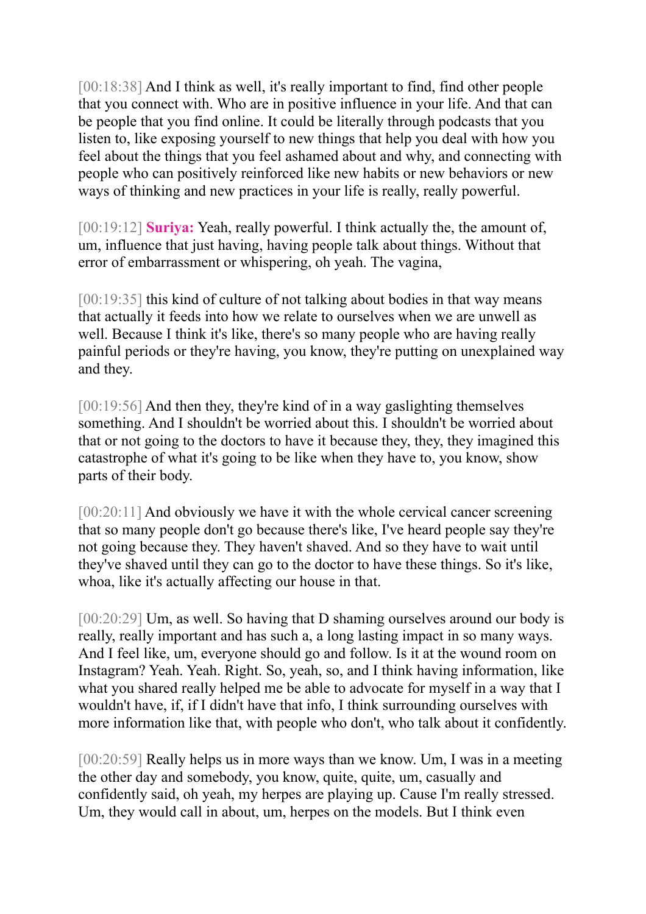[00:18:38] And I think as well, it's really important to find, find other people that you connect with. Who are in positive influence in your life. And that can be people that you find online. It could be literally through podcasts that you listen to, like exposing yourself to new things that help you deal with how you feel about the things that you feel ashamed about and why, and connecting with people who can positively reinforced like new habits or new behaviors or new ways of thinking and new practices in your life is really, really powerful.

[00:19:12] **Suriya:** Yeah, really powerful. I think actually the, the amount of, um, influence that just having, having people talk about things. Without that error of embarrassment or whispering, oh yeah. The vagina,

[00:19:35] this kind of culture of not talking about bodies in that way means that actually it feeds into how we relate to ourselves when we are unwell as well. Because I think it's like, there's so many people who are having really painful periods or they're having, you know, they're putting on unexplained way and they.

[00:19:56] And then they, they're kind of in a way gaslighting themselves something. And I shouldn't be worried about this. I shouldn't be worried about that or not going to the doctors to have it because they, they, they imagined this catastrophe of what it's going to be like when they have to, you know, show parts of their body.

[00:20:11] And obviously we have it with the whole cervical cancer screening that so many people don't go because there's like, I've heard people say they're not going because they. They haven't shaved. And so they have to wait until they've shaved until they can go to the doctor to have these things. So it's like, whoa, like it's actually affecting our house in that.

[00:20:29] Um, as well. So having that D shaming ourselves around our body is really, really important and has such a, a long lasting impact in so many ways. And I feel like, um, everyone should go and follow. Is it at the wound room on Instagram? Yeah. Yeah. Right. So, yeah, so, and I think having information, like what you shared really helped me be able to advocate for myself in a way that I wouldn't have, if, if I didn't have that info, I think surrounding ourselves with more information like that, with people who don't, who talk about it confidently.

[00:20:59] Really helps us in more ways than we know. Um, I was in a meeting the other day and somebody, you know, quite, quite, um, casually and confidently said, oh yeah, my herpes are playing up. Cause I'm really stressed. Um, they would call in about, um, herpes on the models. But I think even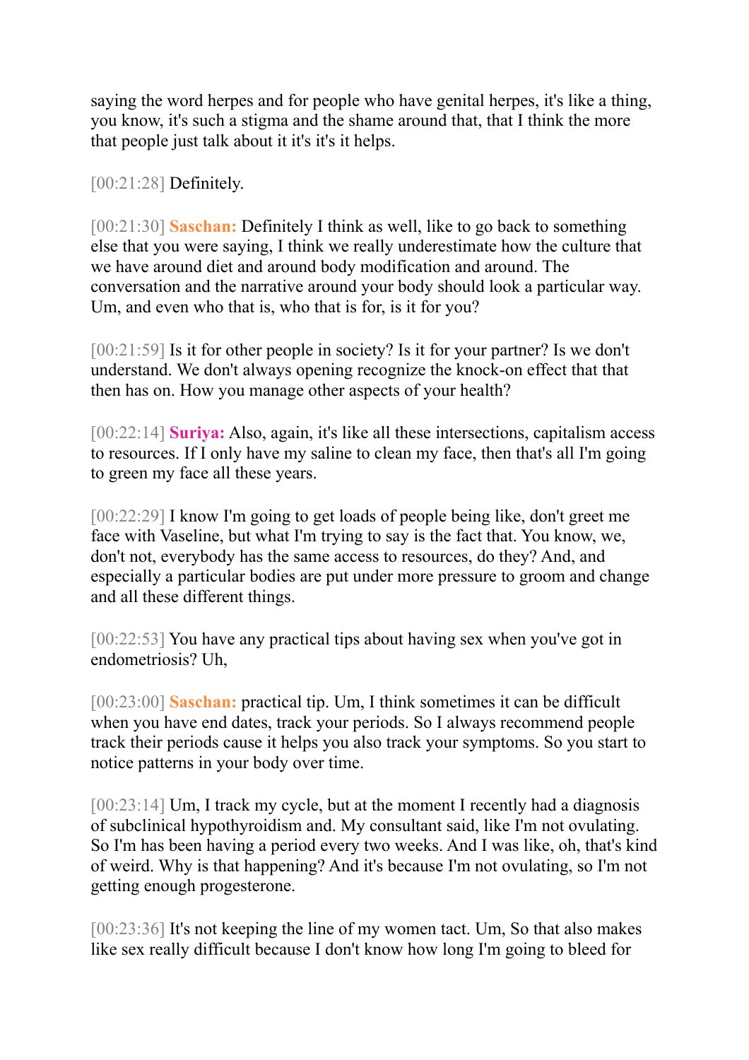saying the word herpes and for people who have genital herpes, it's like a thing, you know, it's such a stigma and the shame around that, that I think the more that people just talk about it it's it's it helps.

[00:21:28] Definitely.

[00:21:30] **Saschan:** Definitely I think as well, like to go back to something else that you were saying, I think we really underestimate how the culture that we have around diet and around body modification and around. The conversation and the narrative around your body should look a particular way. Um, and even who that is, who that is for, is it for you?

[00:21:59] Is it for other people in society? Is it for your partner? Is we don't understand. We don't always opening recognize the knock-on effect that that then has on. How you manage other aspects of your health?

[00:22:14] **Suriya:** Also, again, it's like all these intersections, capitalism access to resources. If I only have my saline to clean my face, then that's all I'm going to green my face all these years.

[00:22:29] I know I'm going to get loads of people being like, don't greet me face with Vaseline, but what I'm trying to say is the fact that. You know, we, don't not, everybody has the same access to resources, do they? And, and especially a particular bodies are put under more pressure to groom and change and all these different things.

[00:22:53] You have any practical tips about having sex when you've got in endometriosis? Uh,

[00:23:00] **Saschan:** practical tip. Um, I think sometimes it can be difficult when you have end dates, track your periods. So I always recommend people track their periods cause it helps you also track your symptoms. So you start to notice patterns in your body over time.

[00:23:14] Um, I track my cycle, but at the moment I recently had a diagnosis of subclinical hypothyroidism and. My consultant said, like I'm not ovulating. So I'm has been having a period every two weeks. And I was like, oh, that's kind of weird. Why is that happening? And it's because I'm not ovulating, so I'm not getting enough progesterone.

[00:23:36] It's not keeping the line of my women tact. Um, So that also makes like sex really difficult because I don't know how long I'm going to bleed for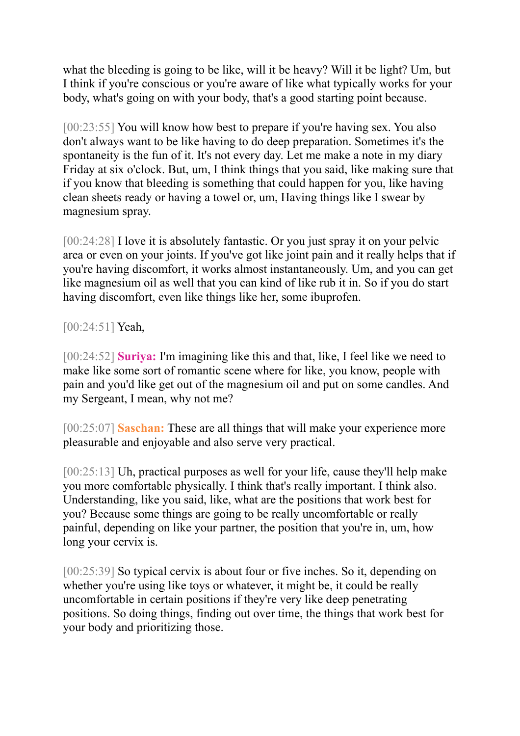what the bleeding is going to be like, will it be heavy? Will it be light? Um, but I think if you're conscious or you're aware of like what typically works for your body, what's going on with your body, that's a good starting point because.

[00:23:55] You will know how best to prepare if you're having sex. You also don't always want to be like having to do deep preparation. Sometimes it's the spontaneity is the fun of it. It's not every day. Let me make a note in my diary Friday at six o'clock. But, um, I think things that you said, like making sure that if you know that bleeding is something that could happen for you, like having clean sheets ready or having a towel or, um, Having things like I swear by magnesium spray.

[00:24:28] I love it is absolutely fantastic. Or you just spray it on your pelvic area or even on your joints. If you've got like joint pain and it really helps that if you're having discomfort, it works almost instantaneously. Um, and you can get like magnesium oil as well that you can kind of like rub it in. So if you do start having discomfort, even like things like her, some ibuprofen.

[00:24:51] Yeah,

[00:24:52] **Suriya:** I'm imagining like this and that, like, I feel like we need to make like some sort of romantic scene where for like, you know, people with pain and you'd like get out of the magnesium oil and put on some candles. And my Sergeant, I mean, why not me?

[00:25:07] **Saschan:** These are all things that will make your experience more pleasurable and enjoyable and also serve very practical.

[00:25:13] Uh, practical purposes as well for your life, cause they'll help make you more comfortable physically. I think that's really important. I think also. Understanding, like you said, like, what are the positions that work best for you? Because some things are going to be really uncomfortable or really painful, depending on like your partner, the position that you're in, um, how long your cervix is.

[00:25:39] So typical cervix is about four or five inches. So it, depending on whether you're using like toys or whatever, it might be, it could be really uncomfortable in certain positions if they're very like deep penetrating positions. So doing things, finding out over time, the things that work best for your body and prioritizing those.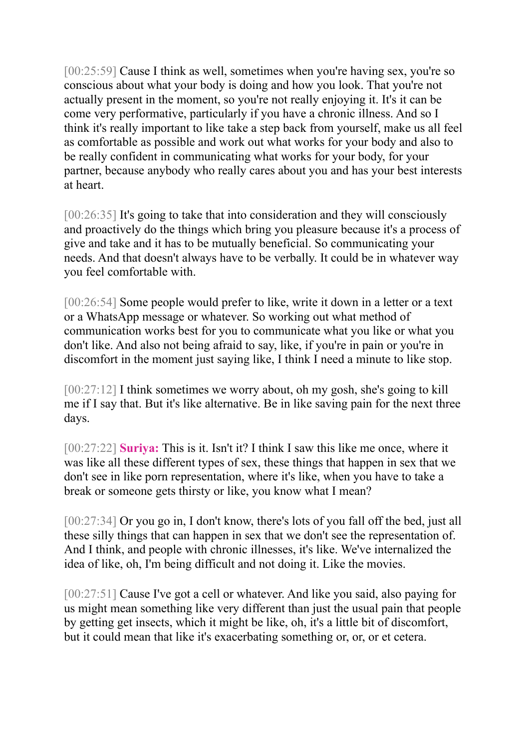[00:25:59] Cause I think as well, sometimes when you're having sex, you're so conscious about what your body is doing and how you look. That you're not actually present in the moment, so you're not really enjoying it. It's it can be come very performative, particularly if you have a chronic illness. And so I think it's really important to like take a step back from yourself, make us all feel as comfortable as possible and work out what works for your body and also to be really confident in communicating what works for your body, for your partner, because anybody who really cares about you and has your best interests at heart.

[00:26:35] It's going to take that into consideration and they will consciously and proactively do the things which bring you pleasure because it's a process of give and take and it has to be mutually beneficial. So communicating your needs. And that doesn't always have to be verbally. It could be in whatever way you feel comfortable with.

[00:26:54] Some people would prefer to like, write it down in a letter or a text or a WhatsApp message or whatever. So working out what method of communication works best for you to communicate what you like or what you don't like. And also not being afraid to say, like, if you're in pain or you're in discomfort in the moment just saying like, I think I need a minute to like stop.

[00:27:12] I think sometimes we worry about, oh my gosh, she's going to kill me if I say that. But it's like alternative. Be in like saving pain for the next three days.

[00:27:22] **Suriya:** This is it. Isn't it? I think I saw this like me once, where it was like all these different types of sex, these things that happen in sex that we don't see in like porn representation, where it's like, when you have to take a break or someone gets thirsty or like, you know what I mean?

[00:27:34] Or you go in, I don't know, there's lots of you fall off the bed, just all these silly things that can happen in sex that we don't see the representation of. And I think, and people with chronic illnesses, it's like. We've internalized the idea of like, oh, I'm being difficult and not doing it. Like the movies.

[00:27:51] Cause I've got a cell or whatever. And like you said, also paying for us might mean something like very different than just the usual pain that people by getting get insects, which it might be like, oh, it's a little bit of discomfort, but it could mean that like it's exacerbating something or, or, or et cetera.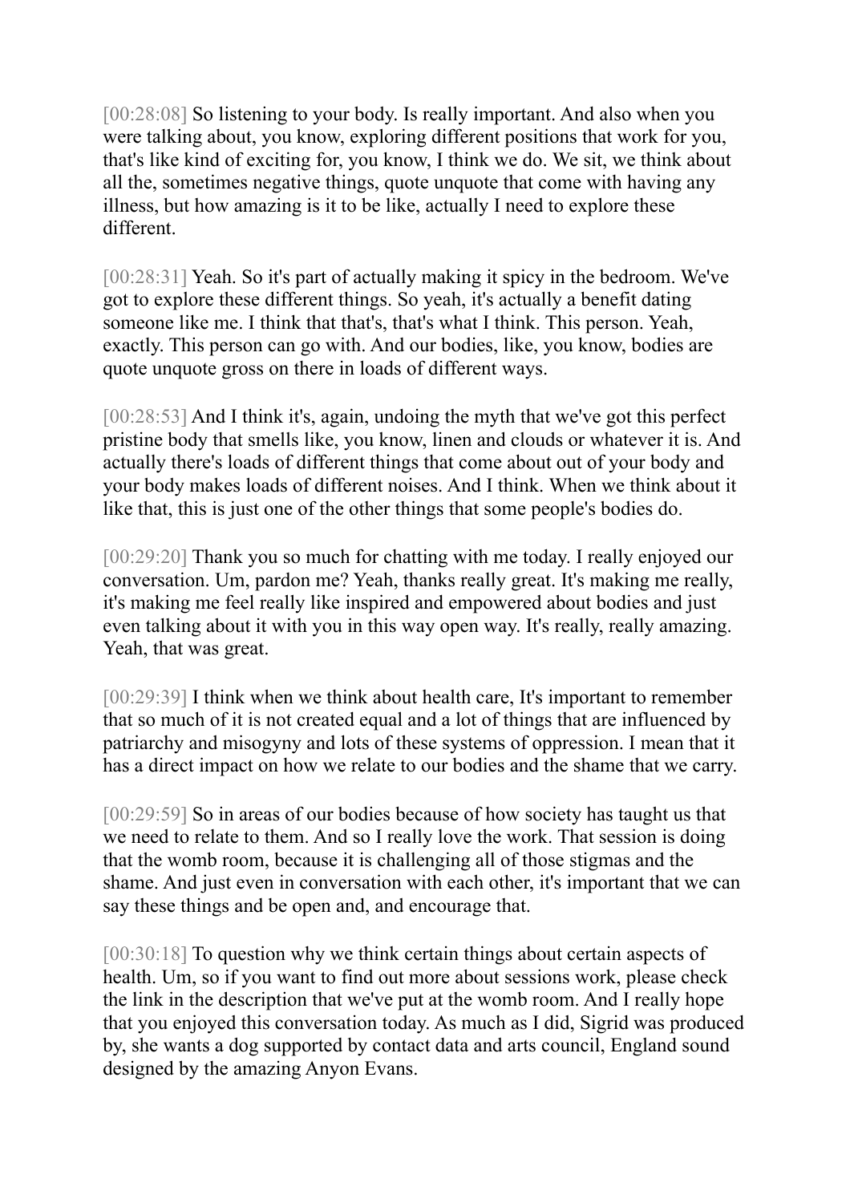[00:28:08] So listening to your body. Is really important. And also when you were talking about, you know, exploring different positions that work for you, that's like kind of exciting for, you know, I think we do. We sit, we think about all the, sometimes negative things, quote unquote that come with having any illness, but how amazing is it to be like, actually I need to explore these different.

[00:28:31] Yeah. So it's part of actually making it spicy in the bedroom. We've got to explore these different things. So yeah, it's actually a benefit dating someone like me. I think that that's, that's what I think. This person. Yeah, exactly. This person can go with. And our bodies, like, you know, bodies are quote unquote gross on there in loads of different ways.

[00:28:53] And I think it's, again, undoing the myth that we've got this perfect pristine body that smells like, you know, linen and clouds or whatever it is. And actually there's loads of different things that come about out of your body and your body makes loads of different noises. And I think. When we think about it like that, this is just one of the other things that some people's bodies do.

[00:29:20] Thank you so much for chatting with me today. I really enjoyed our conversation. Um, pardon me? Yeah, thanks really great. It's making me really, it's making me feel really like inspired and empowered about bodies and just even talking about it with you in this way open way. It's really, really amazing. Yeah, that was great.

[00:29:39] I think when we think about health care, It's important to remember that so much of it is not created equal and a lot of things that are influenced by patriarchy and misogyny and lots of these systems of oppression. I mean that it has a direct impact on how we relate to our bodies and the shame that we carry.

[00:29:59] So in areas of our bodies because of how society has taught us that we need to relate to them. And so I really love the work. That session is doing that the womb room, because it is challenging all of those stigmas and the shame. And just even in conversation with each other, it's important that we can say these things and be open and, and encourage that.

[00:30:18] To question why we think certain things about certain aspects of health. Um, so if you want to find out more about sessions work, please check the link in the description that we've put at the womb room. And I really hope that you enjoyed this conversation today. As much as I did, Sigrid was produced by, she wants a dog supported by contact data and arts council, England sound designed by the amazing Anyon Evans.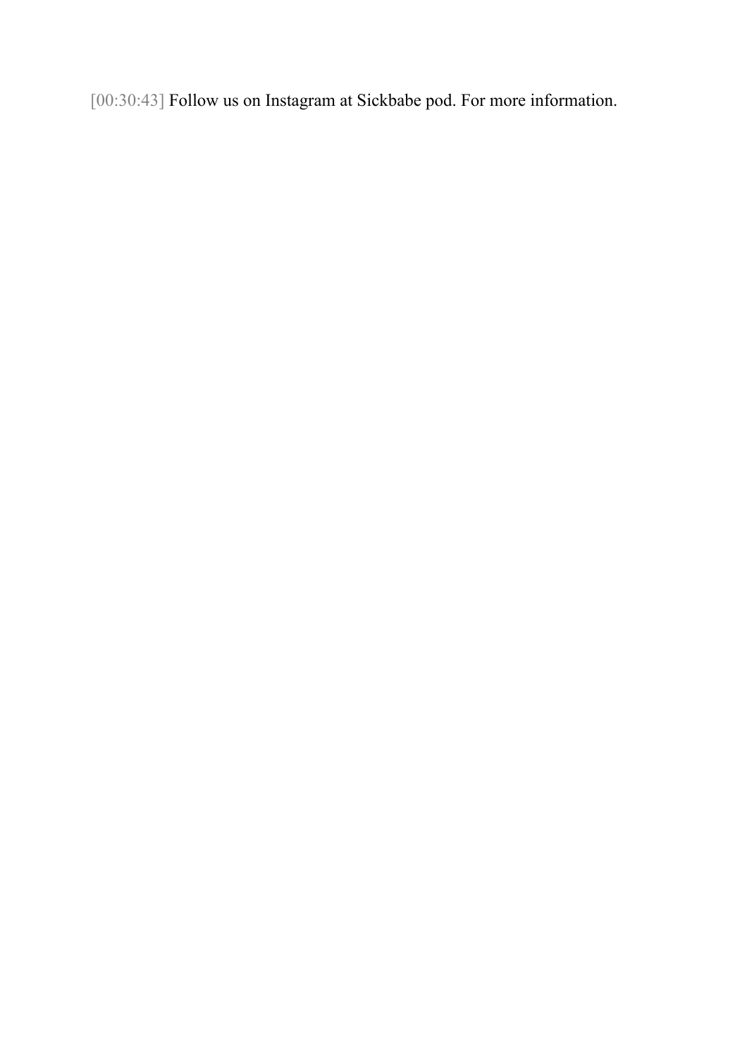[00:30:43] Follow us on Instagram at Sickbabe pod. For more information.